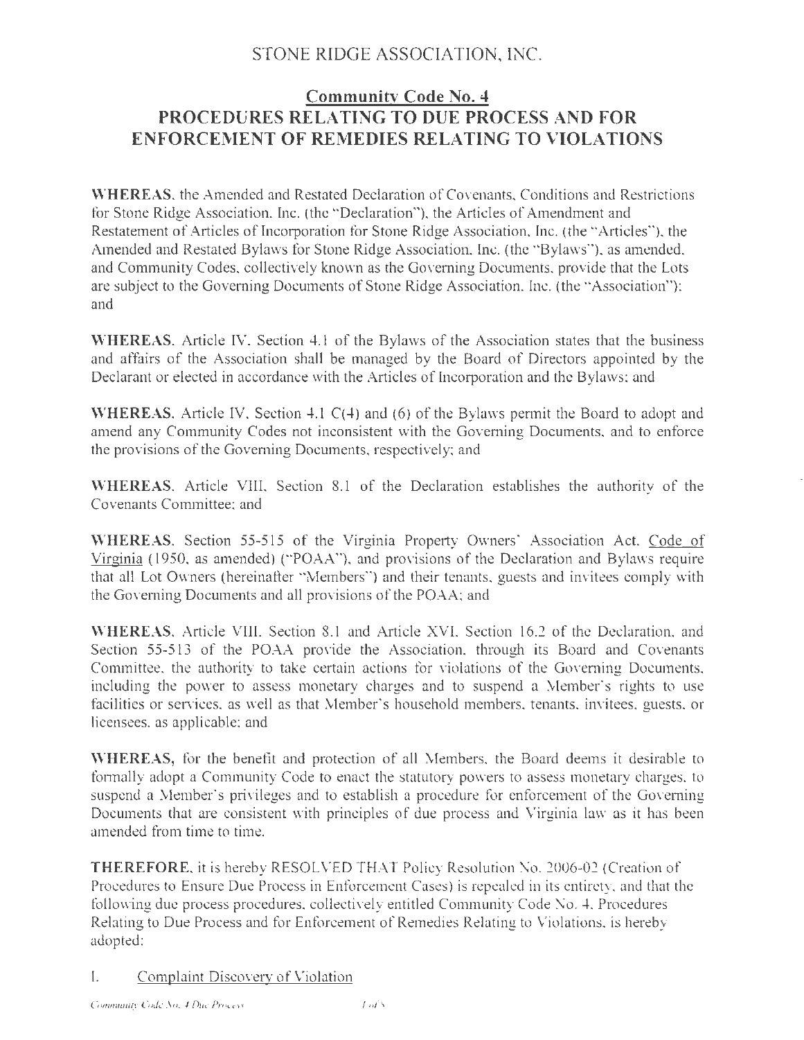# STONE RIDGE ASSOCIATION, INC.

## Community Code No. 4
## PROCEDURES RELATING TO DUE PROCESS AND FOR ENFORCEMENT OF REMEDIES RELATING TO VIOLATIONS

**WHEREAS**, the Amended and Restated Declaration of Covenants, Conditions and Restrictions for Stone Ridge Association, Inc. (the "Declaration"), the Articles of Amendment and Restatement of Articles of Incorporation for Stone Ridge Association, Inc. (the "Articles"), the Amended and Restated Bylaws for Stone Ridge Association, Inc. (the "Bylaws"), as amended, and Community Codes, collectively known as the Governing Documents, provide that the Lots are subject to the Governing Documents of Stone Ridge Association, Inc. (the "Association"); and

**WHEREAS**, Article IV, Section 4.1 of the Bylaws of the Association states that the business and affairs of the Association shall be managed by the Board of Directors appointed by the Declarant or elected in accordance with the Articles of Incorporation and the Bylaws; and

**WHEREAS**, Article IV, Section 4.1 C(4) and (6) of the Bylaws permit the Board to adopt and amend any Community Codes not inconsistent with the Governing Documents, and to enforce the provisions of the Governing Documents, respectively; and

**WHEREAS**, Article VIII, Section 8.1 of the Declaration establishes the authority of the Covenants Committee; and

**WHEREAS**, Section 55-515 of the Virginia Property Owners' Association Act, Code of Virginia (1950, as amended) ("POAA"), and provisions of the Declaration and Bylaws require that all Lot Owners (hereinafter "Members") and their tenants, guests and invitees comply with the Governing Documents and all provisions of the POAA; and

**WHEREAS**, Article VIII, Section 8.1 and Article XVI, Section 16.2 of the Declaration, and Section 55-513 of the POAA provide the Association, through its Board and Covenants Committee, the authority to take certain actions for violations of the Governing Documents, including the power to assess monetary charges and to suspend a Member's rights to use facilities or services, as well as that Member's household members, tenants, invitees, guests, or licensees, as applicable; and

**WHEREAS,** for the benefit and protection of all Members, the Board deems it desirable to formally adopt a Community Code to enact the statutory powers to assess monetary charges, to suspend a Member's privileges and to establish a procedure for enforcement of the Governing Documents that are consistent with principles of due process and Virginia law as it has been amended from time to time.

**THEREFORE**, it is hereby RESOLVED THAT Policy Resolution No. 2006-02 (Creation of Procedures to Ensure Due Process in Enforcement Cases) is repealed in its entirety, and that the following due process procedures, collectively entitled Community Code No. 4, Procedures Relating to Due Process and for Enforcement of Remedies Relating to Violations, is hereby adopted:

I. Complaint Discovery of Violation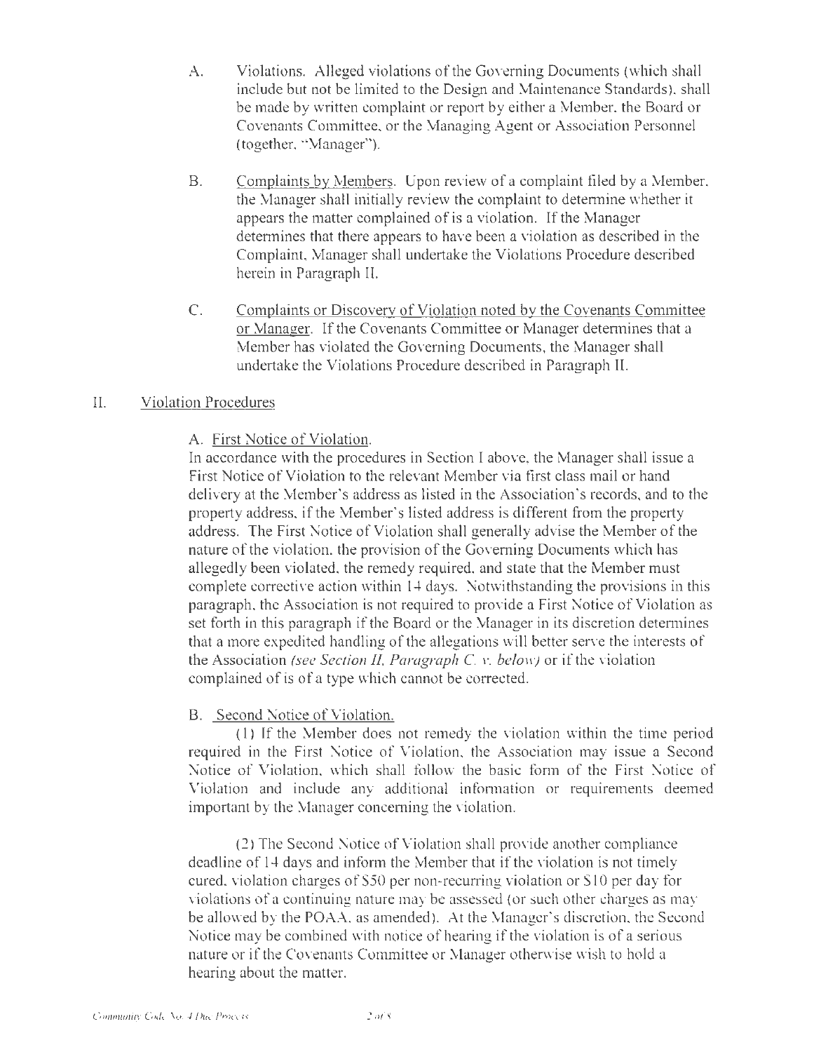A. Violations. Alleged violations of the Governing Documents (which shall include but not be limited to the Design and Maintenance Standards), shall be made by written complaint or report by either a Member, the Board or Covenants Committee, or the Managing Agent or Association Personnel (together, "Manager").

B. Complaints by Members. Upon review of a complaint filed by a Member, the Manager shall initially review the complaint to determine whether it appears the matter complained of is a violation. If the Manager determines that there appears to have been a violation as described in the Complaint, Manager shall undertake the Violations Procedure described herein in Paragraph II.

C. Complaints or Discovery of Violation noted by the Covenants Committee or Manager. If the Covenants Committee or Manager determines that a Member has violated the Governing Documents, the Manager shall undertake the Violations Procedure described in Paragraph II.

## II. Violation Procedures

A. First Notice of Violation.

In accordance with the procedures in Section I above, the Manager shall issue a First Notice of Violation to the relevant Member via first class mail or hand delivery at the Member's address as listed in the Association's records, and to the property address, if the Member's listed address is different from the property address. The First Notice of Violation shall generally advise the Member of the nature of the violation, the provision of the Governing Documents which has allegedly been violated, the remedy required, and state that the Member must complete corrective action within 14 days. Notwithstanding the provisions in this paragraph, the Association is not required to provide a First Notice of Violation as set forth in this paragraph if the Board or the Manager in its discretion determines that a more expedited handling of the allegations will better serve the interests of the Association *(see Section II, Paragraph C. v. below)* or if the violation complained of is of a type which cannot be corrected.

B. Second Notice of Violation.

(1) If the Member does not remedy the violation within the time period required in the First Notice of Violation, the Association may issue a Second Notice of Violation, which shall follow the basic form of the First Notice of Violation and include any additional information or requirements deemed important by the Manager concerning the violation.

(2) The Second Notice of Violation shall provide another compliance deadline of 14 days and inform the Member that if the violation is not timely cured, violation charges of $50 per non-recurring violation or $10 per day for violations of a continuing nature may be assessed (or such other charges as may be allowed by the POAA, as amended). At the Manager's discretion, the Second Notice may be combined with notice of hearing if the violation is of a serious nature or if the Covenants Committee or Manager otherwise wish to hold a hearing about the matter.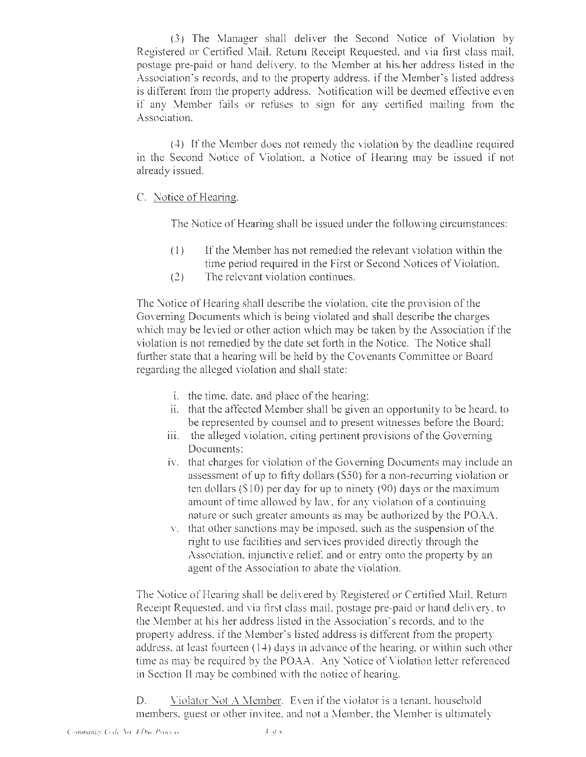(3) The Manager shall deliver the Second Notice of Violation by Registered or Certified Mail, Return Receipt Requested, and via first class mail, postage pre-paid or hand delivery, to the Member at his/her address listed in the Association's records, and to the property address, if the Member's listed address is different from the property address. Notification will be deemed effective even if any Member fails or refuses to sign for any certified mailing from the Association.

(4) If the Member does not remedy the violation by the deadline required in the Second Notice of Violation, a Notice of Hearing may be issued if not already issued.

C. Notice of Hearing.

The Notice of Hearing shall be issued under the following circumstances:

(1) If the Member has not remedied the relevant violation within the time period required in the First or Second Notices of Violation.
(2) The relevant violation continues.

The Notice of Hearing shall describe the violation, cite the provision of the Governing Documents which is being violated and shall describe the charges which may be levied or other action which may be taken by the Association if the violation is not remedied by the date set forth in the Notice. The Notice shall further state that a hearing will be held by the Covenants Committee or Board regarding the alleged violation and shall state:

i. the time, date, and place of the hearing;
ii. that the affected Member shall be given an opportunity to be heard, to be represented by counsel and to present witnesses before the Board;
iii. the alleged violation, citing pertinent provisions of the Governing Documents;
iv. that charges for violation of the Governing Documents may include an assessment of up to fifty dollars ($50) for a non-recurring violation or ten dollars ($10) per day for up to ninety (90) days or the maximum amount of time allowed by law, for any violation of a continuing nature or such greater amounts as may be authorized by the POAA,
v. that other sanctions may be imposed, such as the suspension of the right to use facilities and services provided directly through the Association, injunctive relief, and or entry onto the property by an agent of the Association to abate the violation.

The Notice of Hearing shall be delivered by Registered or Certified Mail, Return Receipt Requested, and via first class mail, postage pre-paid or hand delivery, to the Member at his her address listed in the Association's records, and to the property address, if the Member's listed address is different from the property address, at least fourteen (14) days in advance of the hearing, or within such other time as may be required by the POAA. Any Notice of Violation letter referenced in Section II may be combined with the notice of hearing.

D. Violator Not A Member. Even if the violator is a tenant, household members, guest or other invitee, and not a Member, the Member is ultimately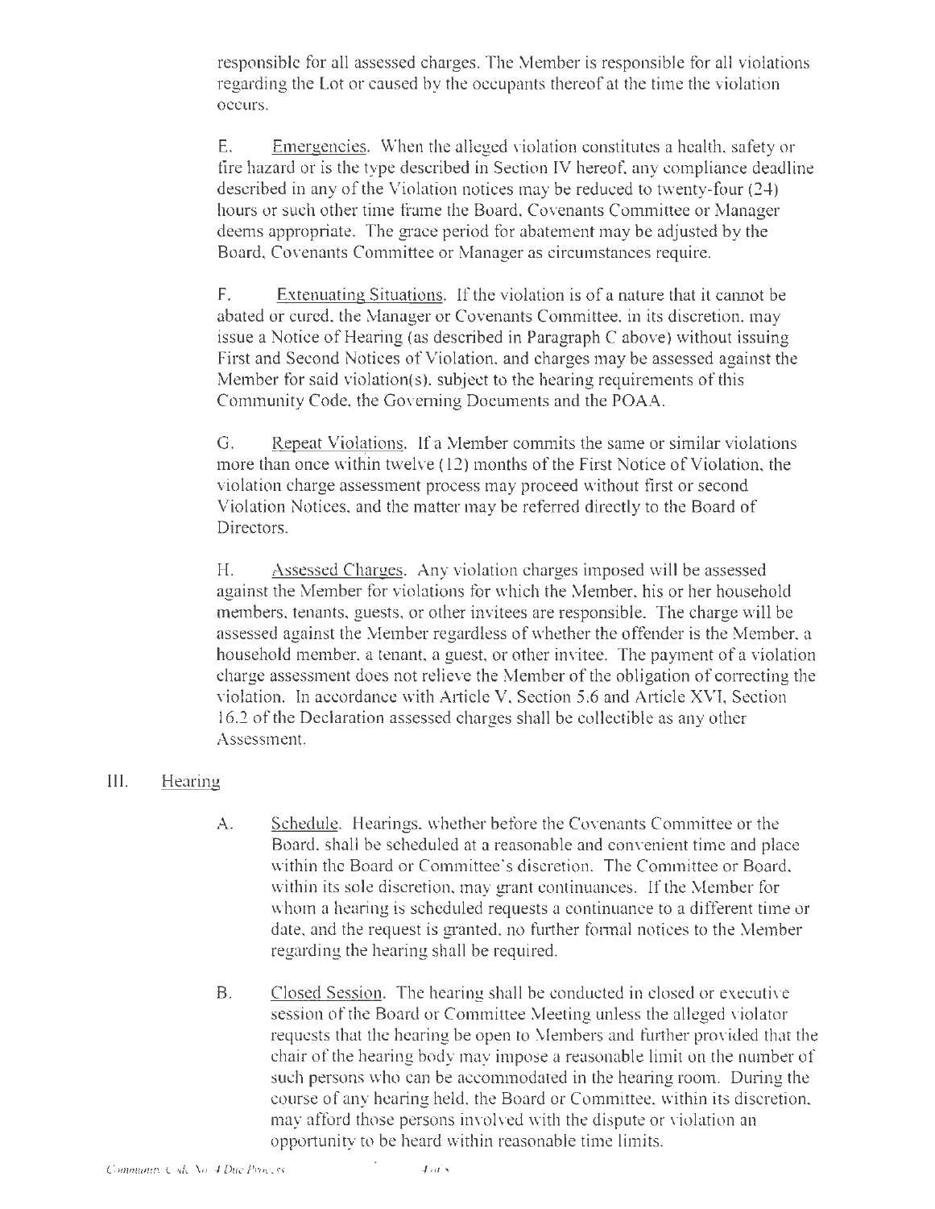responsible for all assessed charges. The Member is responsible for all violations regarding the Lot or caused by the occupants thereof at the time the violation occurs.

E. Emergencies. When the alleged violation constitutes a health, safety or fire hazard or is the type described in Section IV hereof, any compliance deadline described in any of the Violation notices may be reduced to twenty-four (24) hours or such other time frame the Board, Covenants Committee or Manager deems appropriate. The grace period for abatement may be adjusted by the Board, Covenants Committee or Manager as circumstances require.

F. Extenuating Situations. If the violation is of a nature that it cannot be abated or cured, the Manager or Covenants Committee, in its discretion, may issue a Notice of Hearing (as described in Paragraph C above) without issuing First and Second Notices of Violation, and charges may be assessed against the Member for said violation(s), subject to the hearing requirements of this Community Code, the Governing Documents and the POAA.

G. Repeat Violations. If a Member commits the same or similar violations more than once within twelve (12) months of the First Notice of Violation, the violation charge assessment process may proceed without first or second Violation Notices, and the matter may be referred directly to the Board of Directors.

H. Assessed Charges. Any violation charges imposed will be assessed against the Member for violations for which the Member, his or her household members, tenants, guests, or other invitees are responsible. The charge will be assessed against the Member regardless of whether the offender is the Member, a household member, a tenant, a guest, or other invitee. The payment of a violation charge assessment does not relieve the Member of the obligation of correcting the violation. In accordance with Article V, Section 5.6 and Article XVI, Section 16.2 of the Declaration assessed charges shall be collectible as any other Assessment.

## III. Hearing

A. Schedule. Hearings, whether before the Covenants Committee or the Board, shall be scheduled at a reasonable and convenient time and place within the Board or Committee's discretion. The Committee or Board, within its sole discretion, may grant continuances. If the Member for whom a hearing is scheduled requests a continuance to a different time or date, and the request is granted, no further formal notices to the Member regarding the hearing shall be required.

B. Closed Session. The hearing shall be conducted in closed or executive session of the Board or Committee Meeting unless the alleged violator requests that the hearing be open to Members and further provided that the chair of the hearing body may impose a reasonable limit on the number of such persons who can be accommodated in the hearing room. During the course of any hearing held, the Board or Committee, within its discretion, may afford those persons involved with the dispute or violation an opportunity to be heard within reasonable time limits.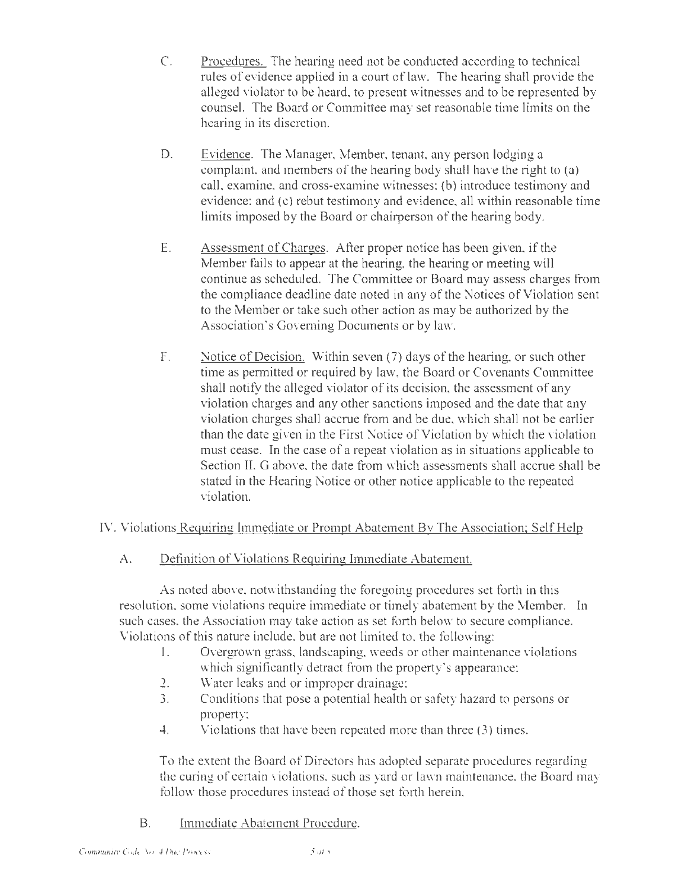C. Procedures. The hearing need not be conducted according to technical rules of evidence applied in a court of law. The hearing shall provide the alleged violator to be heard, to present witnesses and to be represented by counsel. The Board or Committee may set reasonable time limits on the hearing in its discretion.

D. Evidence. The Manager, Member, tenant, any person lodging a complaint, and members of the hearing body shall have the right to (a) call, examine, and cross-examine witnesses; (b) introduce testimony and evidence; and (c) rebut testimony and evidence, all within reasonable time limits imposed by the Board or chairperson of the hearing body.

E. Assessment of Charges. After proper notice has been given, if the Member fails to appear at the hearing, the hearing or meeting will continue as scheduled. The Committee or Board may assess charges from the compliance deadline date noted in any of the Notices of Violation sent to the Member or take such other action as may be authorized by the Association's Governing Documents or by law.

F. Notice of Decision. Within seven (7) days of the hearing, or such other time as permitted or required by law, the Board or Covenants Committee shall notify the alleged violator of its decision, the assessment of any violation charges and any other sanctions imposed and the date that any violation charges shall accrue from and be due, which shall not be earlier than the date given in the First Notice of Violation by which the violation must cease. In the case of a repeat violation as in situations applicable to Section II. G above, the date from which assessments shall accrue shall be stated in the Hearing Notice or other notice applicable to the repeated violation.

## IV. Violations Requiring Immediate or Prompt Abatement By The Association; Self Help

### A. Definition of Violations Requiring Immediate Abatement.

As noted above, notwithstanding the foregoing procedures set forth in this resolution, some violations require immediate or timely abatement by the Member. In such cases, the Association may take action as set forth below to secure compliance. Violations of this nature include, but are not limited to, the following:

1. Overgrown grass, landscaping, weeds or other maintenance violations which significantly detract from the property's appearance;
2. Water leaks and or improper drainage;
3. Conditions that pose a potential health or safety hazard to persons or property;
4. Violations that have been repeated more than three (3) times.

To the extent the Board of Directors has adopted separate procedures regarding the curing of certain violations, such as yard or lawn maintenance, the Board may follow those procedures instead of those set forth herein.

### B. Immediate Abatement Procedure.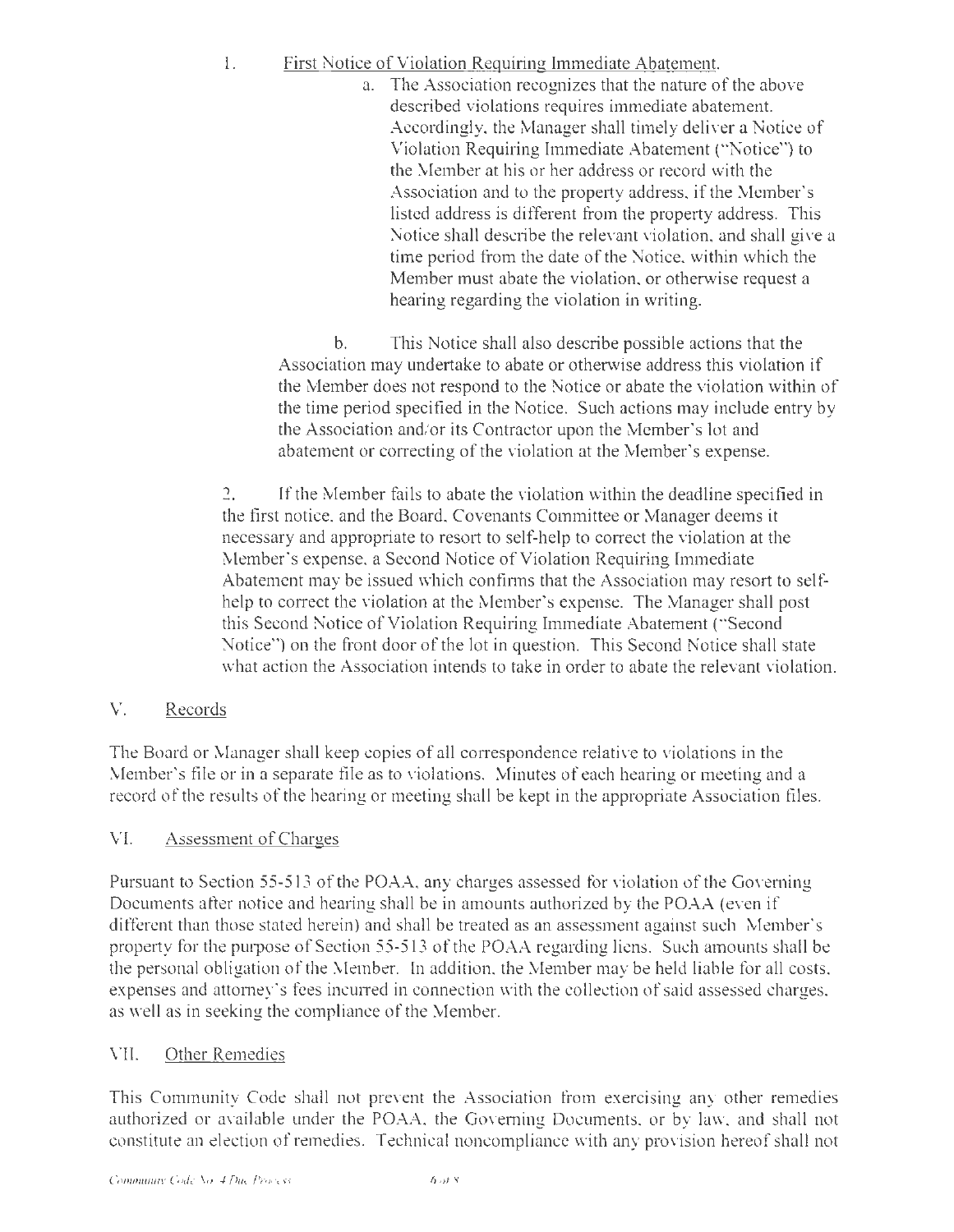1. <u>First Notice of Violation Requiring Immediate Abatement.</u>

   a. The Association recognizes that the nature of the above described violations requires immediate abatement. Accordingly, the Manager shall timely deliver a Notice of Violation Requiring Immediate Abatement ("Notice") to the Member at his or her address or record with the Association and to the property address, if the Member's listed address is different from the property address. This Notice shall describe the relevant violation, and shall give a time period from the date of the Notice, within which the Member must abate the violation, or otherwise request a hearing regarding the violation in writing.

   b. This Notice shall also describe possible actions that the Association may undertake to abate or otherwise address this violation if the Member does not respond to the Notice or abate the violation within of the time period specified in the Notice. Such actions may include entry by the Association and/or its Contractor upon the Member's lot and abatement or correcting of the violation at the Member's expense.

2. If the Member fails to abate the violation within the deadline specified in the first notice, and the Board, Covenants Committee or Manager deems it necessary and appropriate to resort to self-help to correct the violation at the Member's expense, a Second Notice of Violation Requiring Immediate Abatement may be issued which confirms that the Association may resort to self-help to correct the violation at the Member's expense. The Manager shall post this Second Notice of Violation Requiring Immediate Abatement ("Second Notice") on the front door of the lot in question. This Second Notice shall state what action the Association intends to take in order to abate the relevant violation.

## V. <u>Records</u>

The Board or Manager shall keep copies of all correspondence relative to violations in the Member's file or in a separate file as to violations. Minutes of each hearing or meeting and a record of the results of the hearing or meeting shall be kept in the appropriate Association files.

## VI. <u>Assessment of Charges</u>

Pursuant to Section 55-513 of the POAA, any charges assessed for violation of the Governing Documents after notice and hearing shall be in amounts authorized by the POAA (even if different than those stated herein) and shall be treated as an assessment against such Member's property for the purpose of Section 55-513 of the POAA regarding liens. Such amounts shall be the personal obligation of the Member. In addition, the Member may be held liable for all costs, expenses and attorney's fees incurred in connection with the collection of said assessed charges, as well as in seeking the compliance of the Member.

## VII. <u>Other Remedies</u>

This Community Code shall not prevent the Association from exercising any other remedies authorized or available under the POAA, the Governing Documents, or by law, and shall not constitute an election of remedies. Technical noncompliance with any provision hereof shall not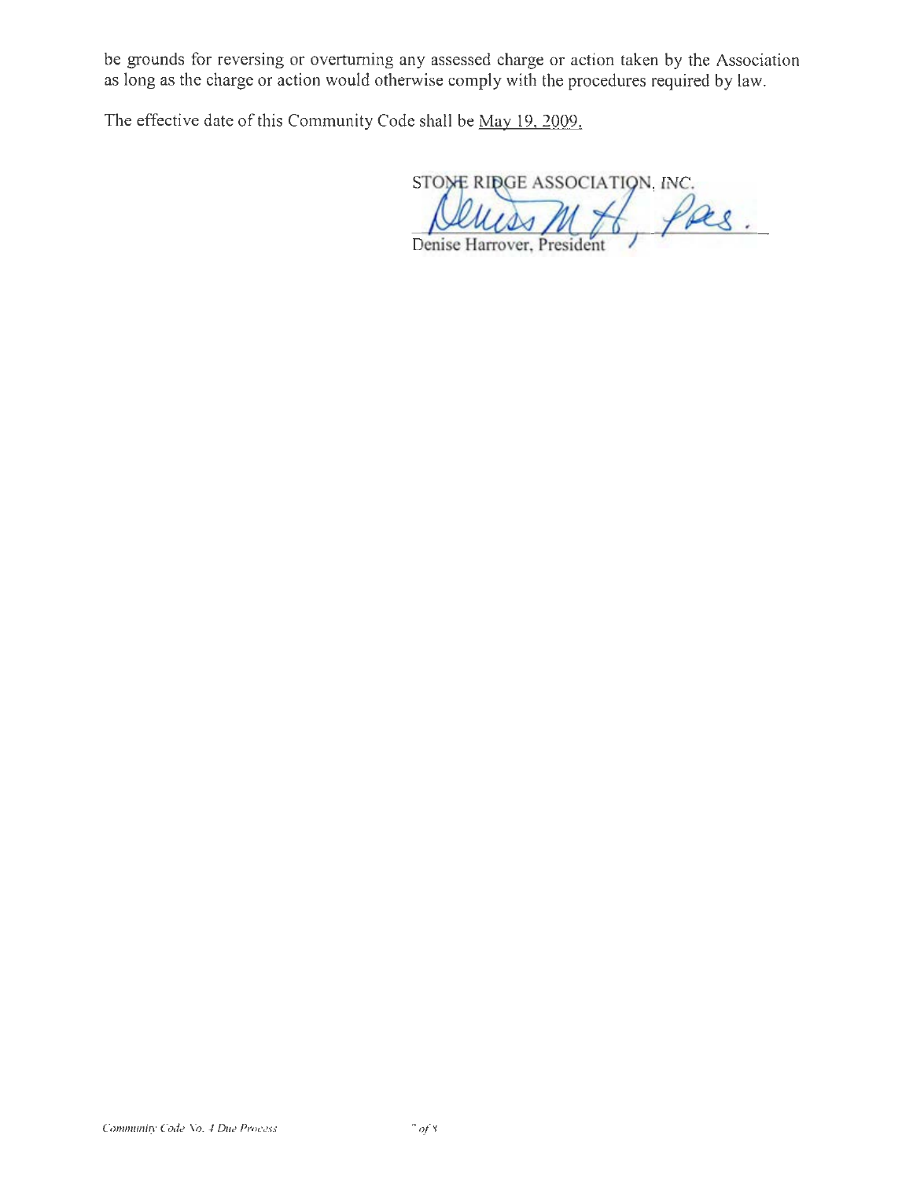be grounds for reversing or overturning any assessed charge or action taken by the Association as long as the charge or action would otherwise comply with the procedures required by law.

The effective date of this Community Code shall be May 19, 2009.

STONE RIDGE ASSOCIATION, INC.

Denise Harrover, President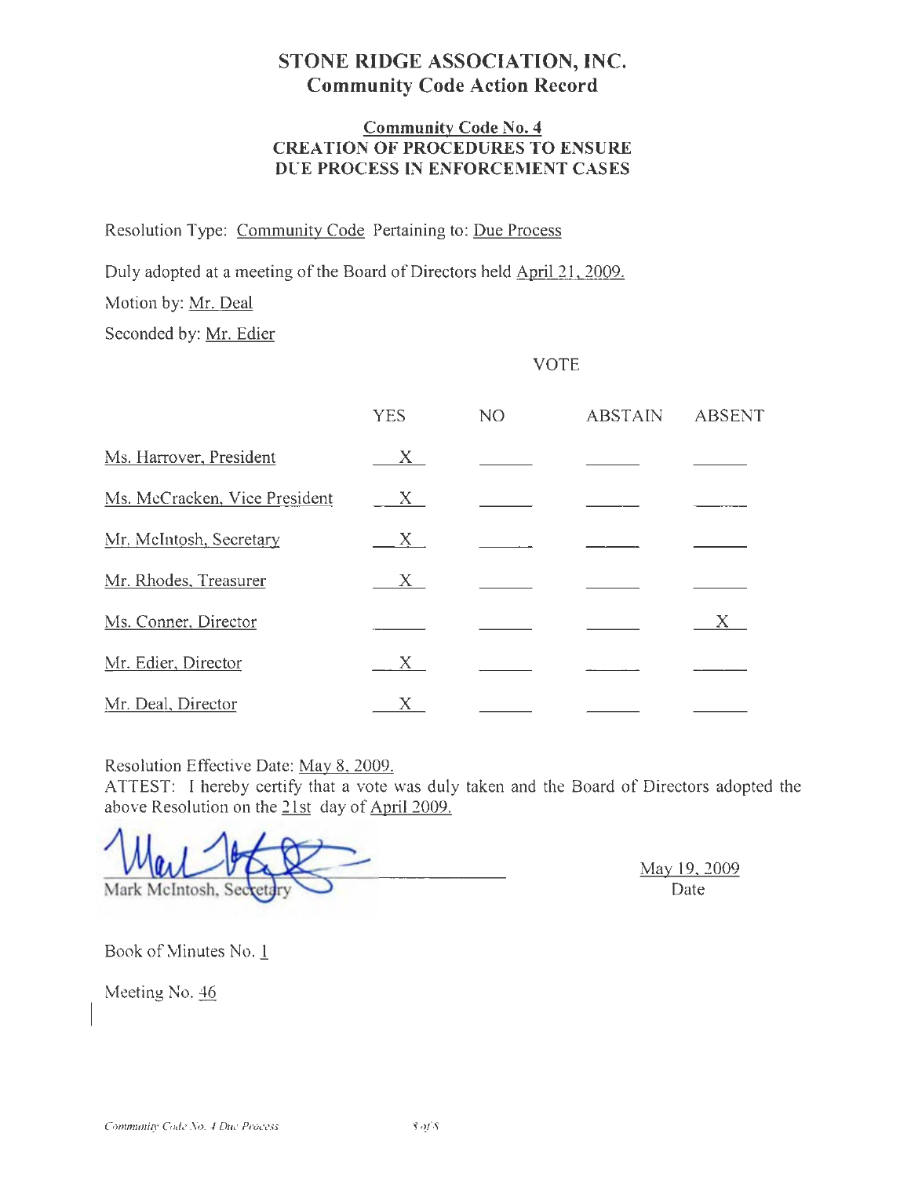# STONE RIDGE ASSOCIATION, INC.
## Community Code Action Record

### Community Code No. 4
### CREATION OF PROCEDURES TO ENSURE DUE PROCESS IN ENFORCEMENT CASES

Resolution Type: Community Code Pertaining to: Due Process

Duly adopted at a meeting of the Board of Directors held April 21, 2009.

Motion by: Mr. Deal

Seconded by: Mr. Edier

VOTE

| | YES | NO | ABSTAIN | ABSENT |
|---|---|---|---|---|
| Ms. Harrover, President | X | | | |
| Ms. McCracken, Vice President | X | | | |
| Mr. McIntosh, Secretary | X | | | |
| Mr. Rhodes, Treasurer | X | | | |
| Ms. Conner, Director | | | | X |
| Mr. Edier, Director | X | | | |
| Mr. Deal, Director | X | | | |

Resolution Effective Date: May 8, 2009.

ATTEST: I hereby certify that a vote was duly taken and the Board of Directors adopted the above Resolution on the 21st day of April 2009.

Mark McIntosh, Secretary

May 19, 2009
Date

Book of Minutes No. 1

Meeting No. 46